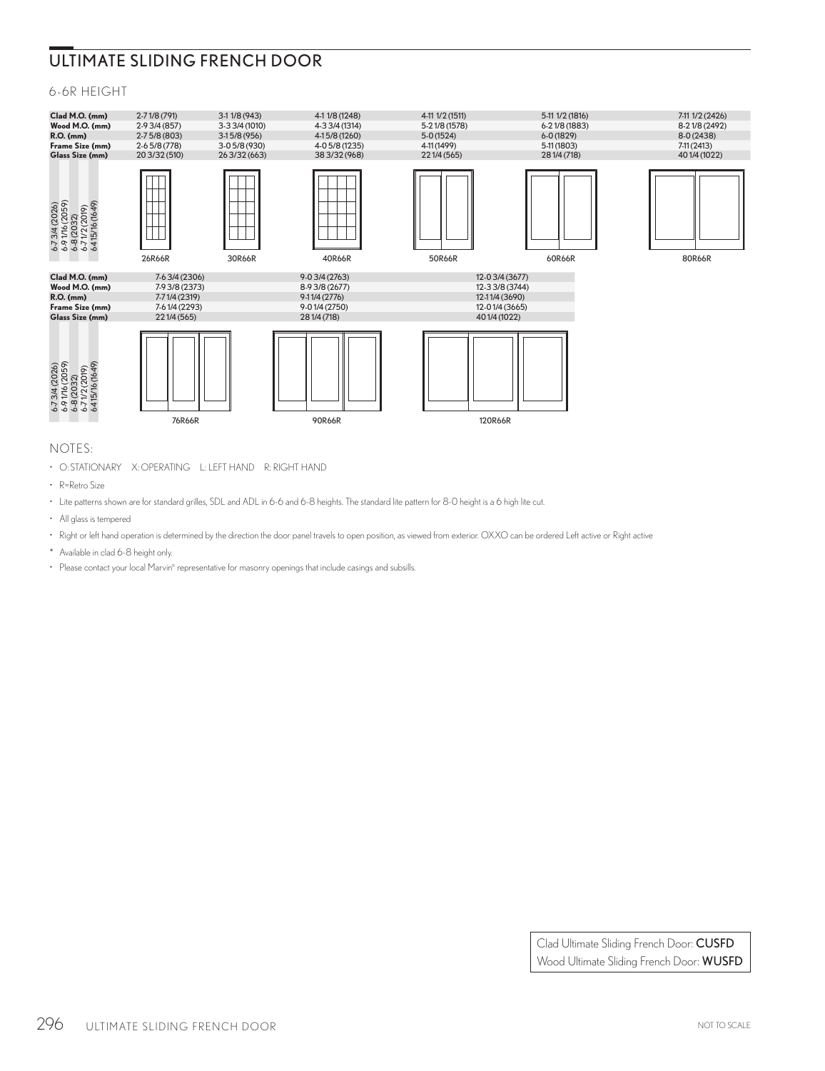# ULTIMATE SLIDING FRENCH DOOR

## 6-6R HEIGHT

| | 26R66R | 30R66R | 40R66R | 50R66R | 60R66R | 80R66R |
|---|---|---|---|---|---|---|
| **Clad M.O. (mm)** | 2-7 1/8 (791) | 3-1 1/8 (943) | 4-1 1/8 (1248) | 4-11 1/2 (1511) | 5-11 1/2 (1816) | 7-11 1/2 (2426) |
| **Wood M.O. (mm)** | 2-9 3/4 (857) | 3-3 3/4 (1010) | 4-3 3/4 (1314) | 5-2 1/8 (1578) | 6-2 1/8 (1883) | 8-2 1/8 (2492) |
| **R.O. (mm)** | 2-7 5/8 (803) | 3-1 5/8 (956) | 4-1 5/8 (1260) | 5-0 (1524) | 6-0 (1829) | 8-0 (2438) |
| **Frame Size (mm)** | 2-6 5/8 (778) | 3-0 5/8 (930) | 4-0 5/8 (1235) | 4-11 (1499) | 5-11 (1803) | 7-11 (2413) |
| **Glass Size (mm)** | 20 3/32 (510) | 26 3/32 (663) | 38 3/32 (968) | 22 1/4 (565) | 28 1/4 (718) | 40 1/4 (1022) |

| | 76R66R | 90R66R | 120R66R |
|---|---|---|---|
| **Clad M.O. (mm)** | 7-6 3/4 (2306) | 9-0 3/4 (2763) | 12-0 3/4 (3677) |
| **Wood M.O. (mm)** | 7-9 3/8 (2373) | 8-9 3/8 (2677) | 12-3 3/8 (3744) |
| **R.O. (mm)** | 7-7 1/4 (2319) | 9-1 1/4 (2776) | 12-1 1/4 (3690) |
| **Frame Size (mm)** | 7-6 1/4 (2293) | 9-0 1/4 (2750) | 12-0 1/4 (3665) |
| **Glass Size (mm)** | 22 1/4 (565) | 28 1/4 (718) | 40 1/4 (1022) |

Heights: 6-7 3/4 (2026), 6-9 1/16 (2059), 6-8 (2032), 6-7 1/2 (2019), 6-4 15/16 (1649)

NOTES:

- O: STATIONARY X: OPERATING L: LEFT HAND R: RIGHT HAND
- R=Retro Size
- Lite patterns shown are for standard grilles, SDL and ADL in 6-6 and 6-8 heights. The standard lite pattern for 8-0 height is a 6 high lite cut.
- All glass is tempered
- Right or left hand operation is determined by the direction the door panel travels to open position, as viewed from exterior. OXXO can be ordered Left active or Right active
- \* Available in clad 6-8 height only.
- Please contact your local Marvin® representative for masonry openings that include casings and subsills.

Clad Ultimate Sliding French Door: **CUSFD**
Wood Ultimate Sliding French Door: **WUSFD**

NOT TO SCALE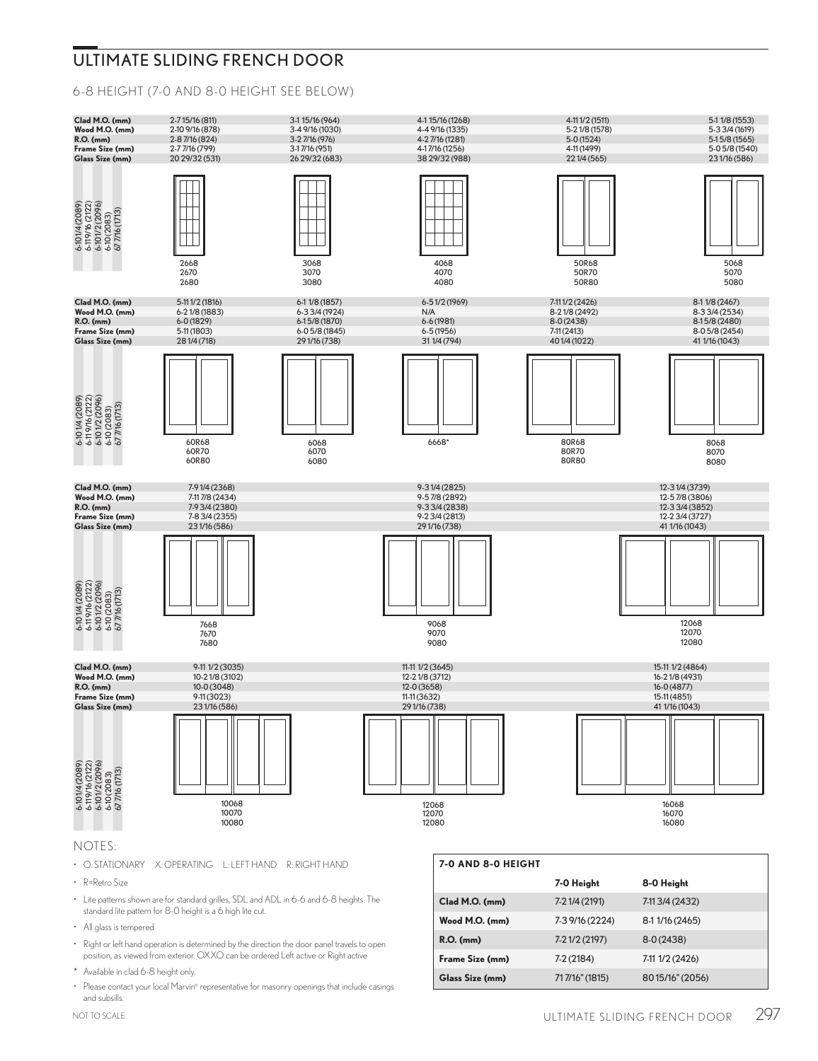# ULTIMATE SLIDING FRENCH DOOR

6-8 HEIGHT (7-0 AND 8-0 HEIGHT SEE BELOW)

| Clad M.O. (mm) | 2-7 15/16 (811) | 3-1 15/16 (964) | 4-1 15/16 (1268) | 4-11 1/2 (1511) | 5-1 1/8 (1553) |
|---|---|---|---|---|---|
| Wood M.O. (mm) | 2-10 9/16 (878) | 3-4 9/16 (1030) | 4-4 9/16 (1335) | 5-2 1/8 (1578) | 5-3 3/4 (1619) |
| R.O. (mm) | 2-8 7/16 (824) | 3-2 7/16 (976) | 4-2 7/16 (1281) | 5-0 (1524) | 5-1 5/8 (1565) |
| Frame Size (mm) | 2-7 7/16 (799) | 3-1 7/16 (951) | 4-1 7/16 (1256) | 4-11 (1499) | 5-0 5/8 (1540) |
| Glass Size (mm) | 20 29/32 (531) | 26 29/32 (683) | 38 29/32 (988) | 22 1/4 (565) | 23 1/16 (586) |
| Units | 2668, 2670, 2680 | 3068, 3070, 3080 | 4068, 4070, 4080 | 50R68, 50R70, 50R80 | 5068, 5070, 5080 |

Heights: 6-10 1/4 (2089), 6-11 9/16 (2122), 6-10 1/2 (2096), 6-10 (2083), 67 7/16 (1713)

| Clad M.O. (mm) | 5-11 1/2 (1816) | 6-1 1/8 (1857) | 6-5 1/2 (1969) | 7-11 1/2 (2426) | 8-1 1/8 (2467) |
|---|---|---|---|---|---|
| Wood M.O. (mm) | 6-2 1/8 (1883) | 6-3 3/4 (1924) | N/A | 8-2 1/8 (2492) | 8-3 3/4 (2534) |
| R.O. (mm) | 6-0 (1829) | 6-1 5/8 (1870) | 6-6 (1981) | 8-0 (2438) | 8-1 5/8 (2480) |
| Frame Size (mm) | 5-11 (1803) | 6-0 5/8 (1845) | 6-5 (1956) | 7-11 (2413) | 8-0 5/8 (2454) |
| Glass Size (mm) | 28 1/4 (718) | 29 1/16 (738) | 31 1/4 (794) | 40 1/4 (1022) | 41 1/16 (1043) |
| Units | 60R68, 60R70, 60R80 | 6068, 6070, 6080 | 6668* | 80R68, 80R70, 80R80 | 8068, 8070, 8080 |

Heights: 6-10 1/4 (2089), 6-11 9/16 (2122), 6-10 1/2 (2096), 6-10 (2083), 67 7/16 (1713)

| Clad M.O. (mm) | 7-9 1/4 (2368) | 9-3 1/4 (2825) | 12-3 1/4 (3739) |
|---|---|---|---|
| Wood M.O. (mm) | 7-11 7/8 (2434) | 9-5 7/8 (2892) | 12-5 7/8 (3806) |
| R.O. (mm) | 7-9 3/4 (2380) | 9-3 3/4 (2838) | 12-3 3/4 (3852) |
| Frame Size (mm) | 7-8 3/4 (2355) | 9-2 3/4 (2813) | 12-2 3/4 (3727) |
| Glass Size (mm) | 23 1/16 (586) | 29 1/16 (738) | 41 1/16 (1043) |
| Units | 7668, 7670, 7680 | 9068, 9070, 9080 | 12068, 12070, 12080 |

Heights: 6-10 1/4 (2089), 6-11 9/16 (2122), 6-10 1/2 (2096), 6-10 (2083), 67 7/16 (1713)

| Clad M.O. (mm) | 9-11 1/2 (3035) | 11-11 1/2 (3645) | 15-11 1/2 (4864) |
|---|---|---|---|
| Wood M.O. (mm) | 10-2 1/8 (3102) | 12-2 1/8 (3712) | 16-2 1/8 (4931) |
| R.O. (mm) | 10-0 (3048) | 12-0 (3658) | 16-0 (4877) |
| Frame Size (mm) | 9-11 (3023) | 11-11 (3632) | 15-11 (4851) |
| Glass Size (mm) | 23 1/16 (586) | 29 1/16 (738) | 41 1/16 (1043) |
| Units | 10068, 10070, 10080 | 12068, 12070, 12080 | 16068, 16070, 16080 |

Heights: 6-10 1/4 (2089), 6-11 9/16 (2122), 6-10 1/2 (2096), 6-10 (2083), 67 7/16 (1713)

## NOTES:

- O: STATIONARY X: OPERATING L: LEFT HAND R: RIGHT HAND
- R=Retro Size
- Lite patterns shown are for standard grilles, SDL and ADL in 6-6 and 6-8 heights. The standard lite pattern for 8-0 height is a 6 high lite cut.
- All glass is tempered
- Right or left hand operation is determined by the direction the door panel travels to open position, as viewed from exterior. OXXO can be ordered Left active or Right active
- \* Available in clad 6-8 height only.
- Please contact your local Marvin® representative for masonry openings that include casings and subsills.

| 7-0 AND 8-0 HEIGHT | 7-0 Height | 8-0 Height |
|---|---|---|
| Clad M.O. (mm) | 7-2 1/4 (2191) | 7-11 3/4 (2432) |
| Wood M.O. (mm) | 7-3 9/16 (2224) | 8-1 1/16 (2465) |
| R.O. (mm) | 7-2 1/2 (2197) | 8-0 (2438) |
| Frame Size (mm) | 7-2 (2184) | 7-11 1/2 (2426) |
| Glass Size (mm) | 71 7/16" (1815) | 80 15/16" (2056) |

NOT TO SCALE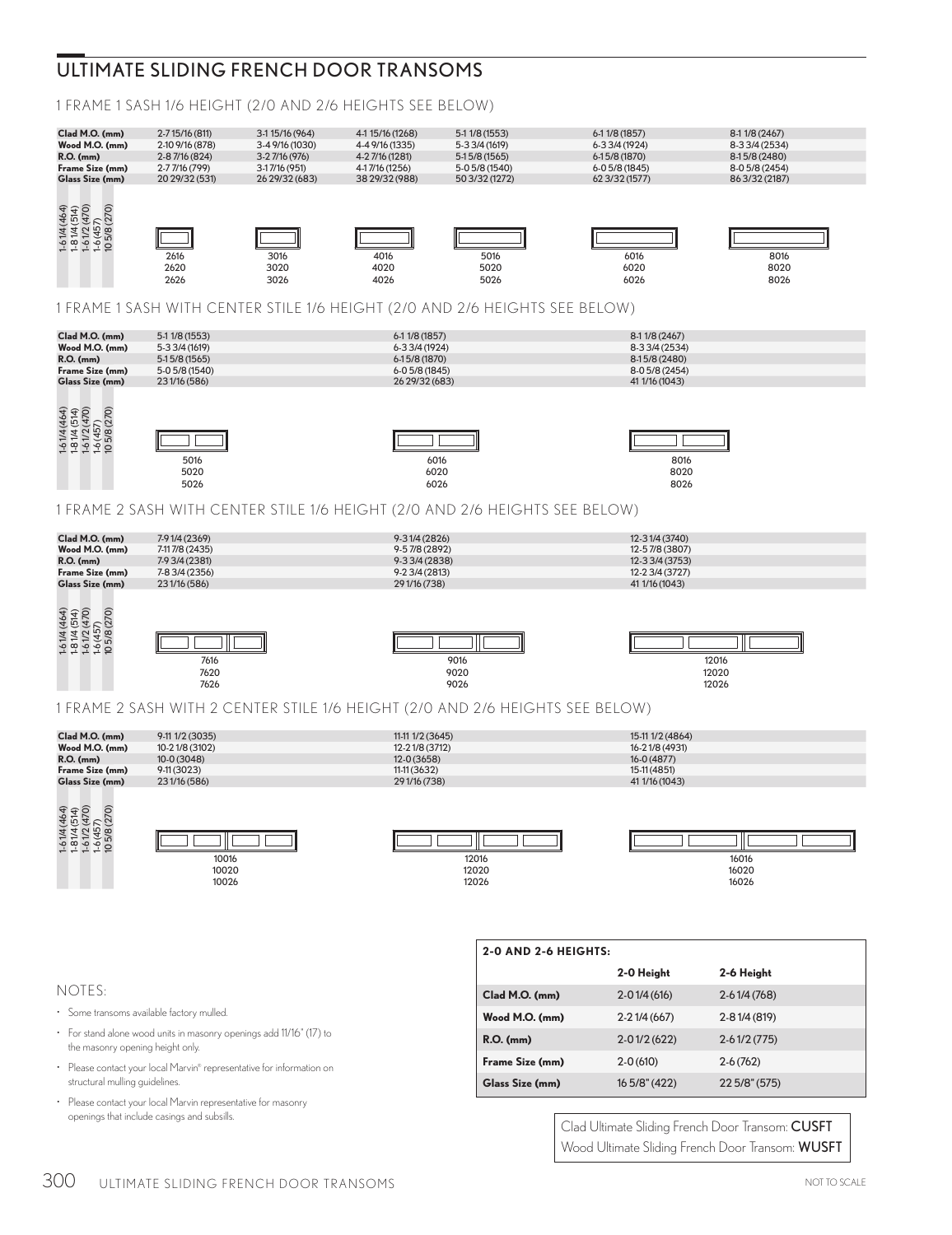# ULTIMATE SLIDING FRENCH DOOR TRANSOMS

## 1 FRAME 1 SASH 1/6 HEIGHT (2/0 AND 2/6 HEIGHTS SEE BELOW)

| | | | | | | |
|---|---|---|---|---|---|---|
| **Clad M.O. (mm)** | 2-7 15/16 (811) | 3-1 15/16 (964) | 4-1 15/16 (1268) | 5-1 1/8 (1553) | 6-1 1/8 (1857) | 8-1 1/8 (2467) |
| **Wood M.O. (mm)** | 2-10 9/16 (878) | 3-4 9/16 (1030) | 4-4 9/16 (1335) | 5-3 3/4 (1619) | 6-3 3/4 (1924) | 8-3 3/4 (2534) |
| **R.O. (mm)** | 2-8 7/16 (824) | 3-2 7/16 (976) | 4-2 7/16 (1281) | 5-1 5/8 (1565) | 6-1 5/8 (1870) | 8-1 5/8 (2480) |
| **Frame Size (mm)** | 2-7 7/16 (799) | 3-1 7/16 (951) | 4-1 7/16 (1256) | 5-0 5/8 (1540) | 6-0 5/8 (1845) | 8-0 5/8 (2454) |
| **Glass Size (mm)** | 20 29/32 (531) | 26 29/32 (683) | 38 29/32 (988) | 50 3/32 (1272) | 62 3/32 (1577) | 86 3/32 (2187) |

1-6 1/4 (464)
1-8 1/4 (514)
1-6 1/2 (470)
1-6 (457)
10 5/8 (270)

2616 2620 2626 | 3016 3020 3026 | 4016 4020 4026 | 5016 5020 5026 | 6016 6020 6026 | 8016 8020 8026

## 1 FRAME 1 SASH WITH CENTER STILE 1/6 HEIGHT (2/0 AND 2/6 HEIGHTS SEE BELOW)

| | | | |
|---|---|---|---|
| **Clad M.O. (mm)** | 5-1 1/8 (1553) | 6-1 1/8 (1857) | 8-1 1/8 (2467) |
| **Wood M.O. (mm)** | 5-3 3/4 (1619) | 6-3 3/4 (1924) | 8-3 3/4 (2534) |
| **R.O. (mm)** | 5-1 5/8 (1565) | 6-1 5/8 (1870) | 8-1 5/8 (2480) |
| **Frame Size (mm)** | 5-0 5/8 (1540) | 6-0 5/8 (1845) | 8-0 5/8 (2454) |
| **Glass Size (mm)** | 23 1/16 (586) | 26 29/32 (683) | 41 1/16 (1043) |

1-6 1/4 (464)
1-8 1/4 (514)
1-6 1/2 (470)
1-6 (457)
10 5/8 (270)

5016 5020 5026 | 6016 6020 6026 | 8016 8020 8026

## 1 FRAME 2 SASH WITH CENTER STILE 1/6 HEIGHT (2/0 AND 2/6 HEIGHTS SEE BELOW)

| | | | |
|---|---|---|---|
| **Clad M.O. (mm)** | 7-9 1/4 (2369) | 9-3 1/4 (2826) | 12-3 1/4 (3740) |
| **Wood M.O. (mm)** | 7-11 7/8 (2435) | 9-5 7/8 (2892) | 12-5 7/8 (3807) |
| **R.O. (mm)** | 7-9 3/4 (2381) | 9-3 3/4 (2838) | 12-3 3/4 (3753) |
| **Frame Size (mm)** | 7-8 3/4 (2356) | 9-2 3/4 (2813) | 12-2 3/4 (3727) |
| **Glass Size (mm)** | 23 1/16 (586) | 29 1/16 (738) | 41 1/16 (1043) |

1-6 1/4 (464)
1-8 1/4 (514)
1-6 1/2 (470)
1-6 (457)
10 5/8 (270)

7616 7620 7626 | 9016 9020 9026 | 12016 12020 12026

## 1 FRAME 2 SASH WITH 2 CENTER STILE 1/6 HEIGHT (2/0 AND 2/6 HEIGHTS SEE BELOW)

| | | | |
|---|---|---|---|
| **Clad M.O. (mm)** | 9-11 1/2 (3035) | 11-11 1/2 (3645) | 15-11 1/2 (4864) |
| **Wood M.O. (mm)** | 10-2 1/8 (3102) | 12-2 1/8 (3712) | 16-2 1/8 (4931) |
| **R.O. (mm)** | 10-0 (3048) | 12-0 (3658) | 16-0 (4877) |
| **Frame Size (mm)** | 9-11 (3023) | 11-11 (3632) | 15-11 (4851) |
| **Glass Size (mm)** | 23 1/16 (586) | 29 1/16 (738) | 41 1/16 (1043) |

1-6 1/4 (464)
1-8 1/4 (514)
1-6 1/2 (470)
1-6 (457)
10 5/8 (270)

10016 10020 10026 | 12016 12020 12026 | 16016 16020 16026

NOTES:

- Some transoms available factory mulled.
- For stand alone wood units in masonry openings add 11/16" (17) to the masonry opening height only.
- Please contact your local Marvin® representative for information on structural mulling guidelines.
- Please contact your local Marvin representative for masonry openings that include casings and subsills.

| 2-0 AND 2-6 HEIGHTS: | 2-0 Height | 2-6 Height |
|---|---|---|
| **Clad M.O. (mm)** | 2-0 1/4 (616) | 2-6 1/4 (768) |
| **Wood M.O. (mm)** | 2-2 1/4 (667) | 2-8 1/4 (819) |
| **R.O. (mm)** | 2-0 1/2 (622) | 2-6 1/2 (775) |
| **Frame Size (mm)** | 2-0 (610) | 2-6 (762) |
| **Glass Size (mm)** | 16 5/8" (422) | 22 5/8" (575) |

Clad Ultimate Sliding French Door Transom: **CUSFT**
Wood Ultimate Sliding French Door Transom: **WUSFT**

NOT TO SCALE